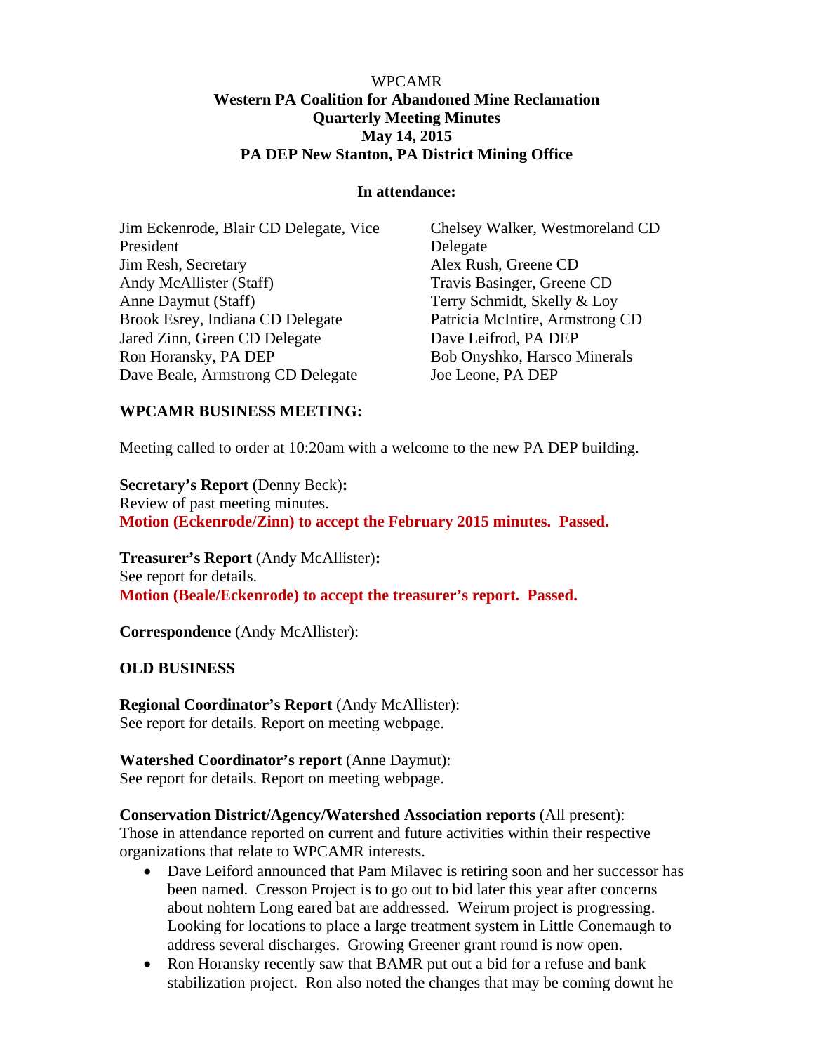WPCAMR

**Western PA Coalition for Abandoned Mine Reclamation**
**Quarterly Meeting Minutes**
**May 14, 2015**
**PA DEP New Stanton, PA District Mining Office**

**In attendance:**

Jim Eckenrode, Blair CD Delegate, Vice President
Jim Resh, Secretary
Andy McAllister (Staff)
Anne Daymut (Staff)
Brook Esrey, Indiana CD Delegate
Jared Zinn, Green CD Delegate
Ron Horansky, PA DEP
Dave Beale, Armstrong CD Delegate
Chelsey Walker, Westmoreland CD Delegate
Alex Rush, Greene CD
Travis Basinger, Greene CD
Terry Schmidt, Skelly & Loy
Patricia McIntire, Armstrong CD
Dave Leifrod, PA DEP
Bob Onyshko, Harsco Minerals
Joe Leone, PA DEP

**WPCAMR BUSINESS MEETING:**

Meeting called to order at 10:20am with a welcome to the new PA DEP building.

**Secretary's Report** (Denny Beck)**:**
Review of past meeting minutes.
**Motion (Eckenrode/Zinn) to accept the February 2015 minutes. Passed.**

**Treasurer's Report** (Andy McAllister)**:**
See report for details.
**Motion (Beale/Eckenrode) to accept the treasurer's report. Passed.**

**Correspondence** (Andy McAllister):

**OLD BUSINESS**

**Regional Coordinator's Report** (Andy McAllister):
See report for details. Report on meeting webpage.

**Watershed Coordinator's report** (Anne Daymut):
See report for details. Report on meeting webpage.

**Conservation District/Agency/Watershed Association reports** (All present):
Those in attendance reported on current and future activities within their respective organizations that relate to WPCAMR interests.

- Dave Leiford announced that Pam Milavec is retiring soon and her successor has been named. Cresson Project is to go out to bid later this year after concerns about nohtern Long eared bat are addressed. Weirum project is progressing. Looking for locations to place a large treatment system in Little Conemaugh to address several discharges. Growing Greener grant round is now open.
- Ron Horansky recently saw that BAMR put out a bid for a refuse and bank stabilization project. Ron also noted the changes that may be coming downt he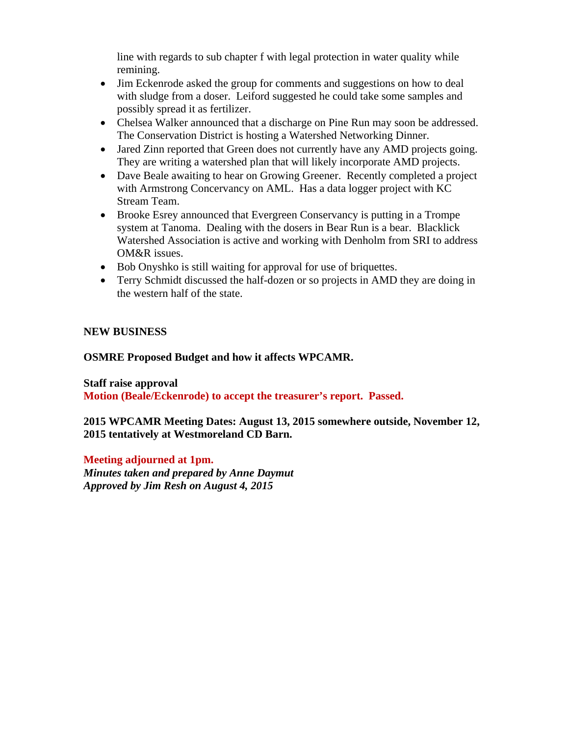line with regards to sub chapter f with legal protection in water quality while remining.

- Jim Eckenrode asked the group for comments and suggestions on how to deal with sludge from a doser. Leiford suggested he could take some samples and possibly spread it as fertilizer.
- Chelsea Walker announced that a discharge on Pine Run may soon be addressed. The Conservation District is hosting a Watershed Networking Dinner.
- Jared Zinn reported that Green does not currently have any AMD projects going. They are writing a watershed plan that will likely incorporate AMD projects.
- Dave Beale awaiting to hear on Growing Greener. Recently completed a project with Armstrong Concervancy on AML. Has a data logger project with KC Stream Team.
- Brooke Esrey announced that Evergreen Conservancy is putting in a Trompe system at Tanoma. Dealing with the dosers in Bear Run is a bear. Blacklick Watershed Association is active and working with Denholm from SRI to address OM&R issues.
- Bob Onyshko is still waiting for approval for use of briquettes.
- Terry Schmidt discussed the half-dozen or so projects in AMD they are doing in the western half of the state.

**NEW BUSINESS**

**OSMRE Proposed Budget and how it affects WPCAMR.**

**Staff raise approval**
**Motion (Beale/Eckenrode) to accept the treasurer's report. Passed.**

**2015 WPCAMR Meeting Dates: August 13, 2015 somewhere outside, November 12, 2015 tentatively at Westmoreland CD Barn.**

**Meeting adjourned at 1pm.**
***Minutes taken and prepared by Anne Daymut***
***Approved by Jim Resh on August 4, 2015***